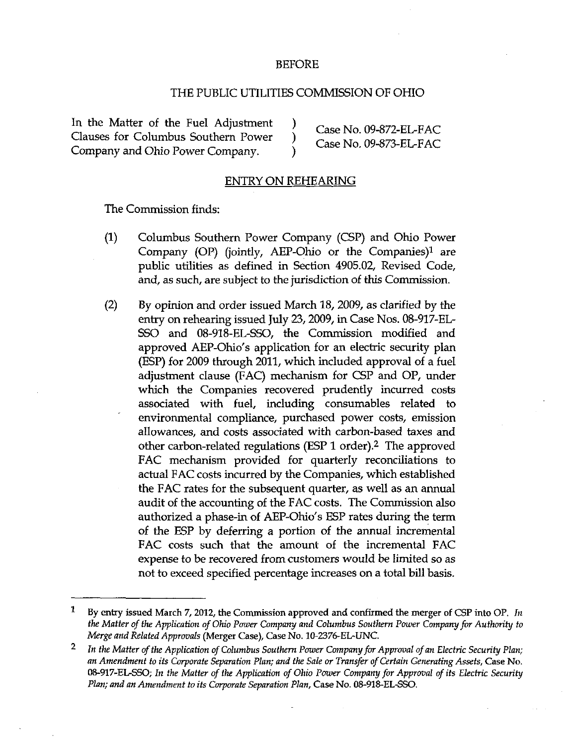BEFORE

THE PUBLIC UTILITIES COMMISSION OF OHIO

In the Matter of the Fuel Adjustment Clauses for Columbus Southern Power Company and Ohio Power Company. )
Case No. 09-872-EL-FAC
Case No. 09-873-EL-FAC

ENTRY ON REHEARING

The Commission finds:

(1) Columbus Southern Power Company (CSP) and Ohio Power Company (OP) (jointly, AEP-Ohio or the Companies)[1] are public utilities as defined in Section 4905.02, Revised Code, and, as such, are subject to the jurisdiction of this Commission.

(2) By opinion and order issued March 18, 2009, as clarified by the entry on rehearing issued July 23, 2009, in Case Nos. 08-917-EL-SSO and 08-918-EL-SSO, the Commission modified and approved AEP-Ohio's application for an electric security plan (ESP) for 2009 through 2011, which included approval of a fuel adjustment clause (FAC) mechanism for CSP and OP, under which the Companies recovered prudently incurred costs associated with fuel, including consumables related to environmental compliance, purchased power costs, emission allowances, and costs associated with carbon-based taxes and other carbon-related regulations (ESP 1 order).[2] The approved FAC mechanism provided for quarterly reconciliations to actual FAC costs incurred by the Companies, which established the FAC rates for the subsequent quarter, as well as an annual audit of the accounting of the FAC costs. The Commission also authorized a phase-in of AEP-Ohio's ESP rates during the term of the ESP by deferring a portion of the annual incremental FAC costs such that the amount of the incremental FAC expense to be recovered from customers would be limited so as not to exceed specified percentage increases on a total bill basis.

---

[1] By entry issued March 7, 2012, the Commission approved and confirmed the merger of CSP into OP. *In the Matter of the Application of Ohio Power Company and Columbus Southern Power Company for Authority to Merge and Related Approvals* (Merger Case), Case No. 10-2376-EL-UNC.

[2] *In the Matter of the Application of Columbus Southern Power Company for Approval of an Electric Security Plan; an Amendment to its Corporate Separation Plan; and the Sale or Transfer of Certain Generating Assets*, Case No. 08-917-EL-SSO; *In the Matter of the Application of Ohio Power Company for Approval of its Electric Security Plan; and an Amendment to its Corporate Separation Plan*, Case No. 08-918-EL-SSO.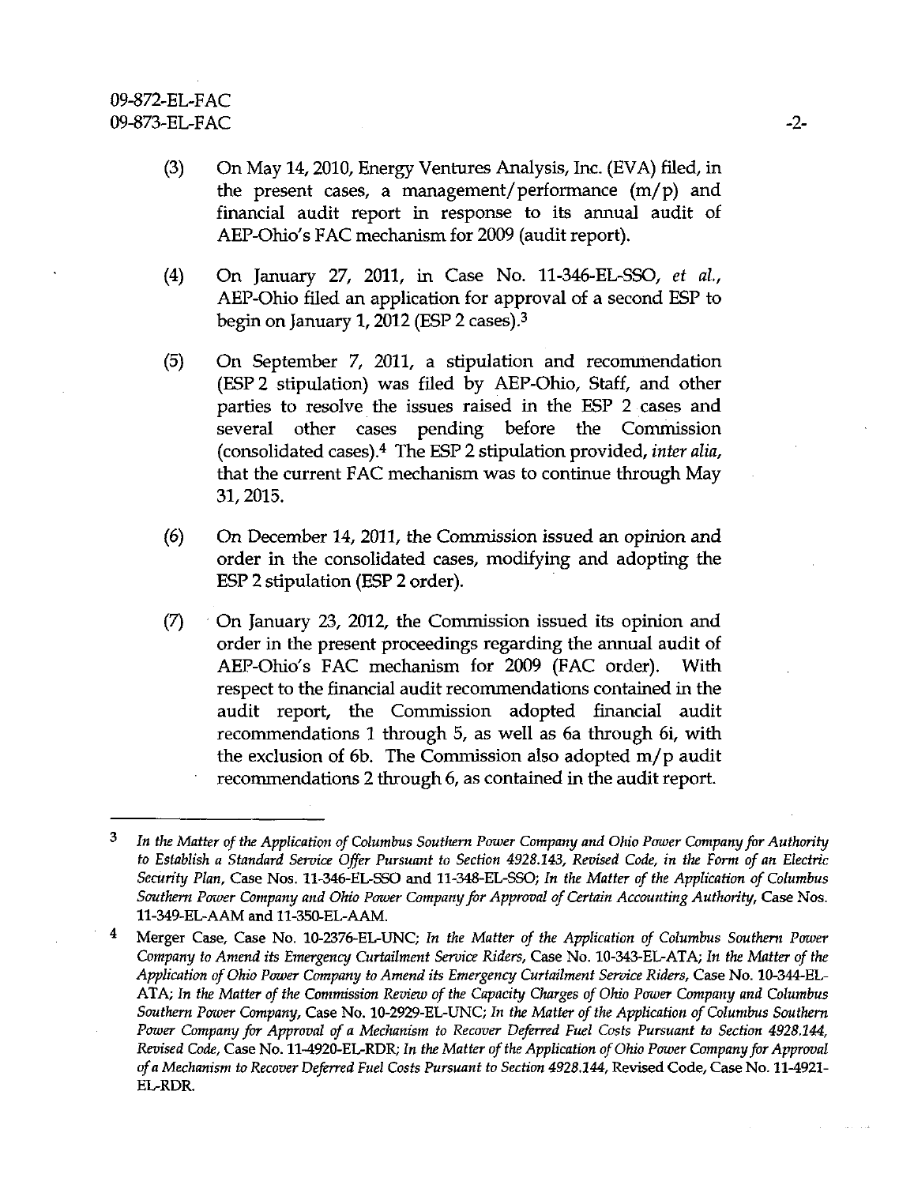(3) On May 14, 2010, Energy Ventures Analysis, Inc. (EVA) filed, in the present cases, a management/performance (m/p) and financial audit report in response to its annual audit of AEP-Ohio's FAC mechanism for 2009 (audit report).

(4) On January 27, 2011, in Case No. 11-346-EL-SSO, *et al.*, AEP-Ohio filed an application for approval of a second ESP to begin on January 1, 2012 (ESP 2 cases).[3]

(5) On September 7, 2011, a stipulation and recommendation (ESP 2 stipulation) was filed by AEP-Ohio, Staff, and other parties to resolve the issues raised in the ESP 2 cases and several other cases pending before the Commission (consolidated cases).[4] The ESP 2 stipulation provided, *inter alia*, that the current FAC mechanism was to continue through May 31, 2015.

(6) On December 14, 2011, the Commission issued an opinion and order in the consolidated cases, modifying and adopting the ESP 2 stipulation (ESP 2 order).

(7) On January 23, 2012, the Commission issued its opinion and order in the present proceedings regarding the annual audit of AEP-Ohio's FAC mechanism for 2009 (FAC order). With respect to the financial audit recommendations contained in the audit report, the Commission adopted financial audit recommendations 1 through 5, as well as 6a through 6i, with the exclusion of 6b. The Commission also adopted m/p audit recommendations 2 through 6, as contained in the audit report.

---

[3] *In the Matter of the Application of Columbus Southern Power Company and Ohio Power Company for Authority to Establish a Standard Service Offer Pursuant to Section 4928.143, Revised Code, in the Form of an Electric Security Plan*, Case Nos. 11-346-EL-SSO and 11-348-EL-SSO; *In the Matter of the Application of Columbus Southern Power Company and Ohio Power Company for Approval of Certain Accounting Authority*, Case Nos. 11-349-EL-AAM and 11-350-EL-AAM.

[4] Merger Case, Case No. 10-2376-EL-UNC; *In the Matter of the Application of Columbus Southern Power Company to Amend its Emergency Curtailment Service Riders*, Case No. 10-343-EL-ATA; *In the Matter of the Application of Ohio Power Company to Amend its Emergency Curtailment Service Riders*, Case No. 10-344-EL-ATA; *In the Matter of the Commission Review of the Capacity Charges of Ohio Power Company and Columbus Southern Power Company*, Case No. 10-2929-EL-UNC; *In the Matter of the Application of Columbus Southern Power Company for Approval of a Mechanism to Recover Deferred Fuel Costs Pursuant to Section 4928.144, Revised Code*, Case No. 11-4920-EL-RDR; *In the Matter of the Application of Ohio Power Company for Approval of a Mechanism to Recover Deferred Fuel Costs Pursuant to Section 4928.144*, Revised Code, Case No. 11-4921-EL-RDR.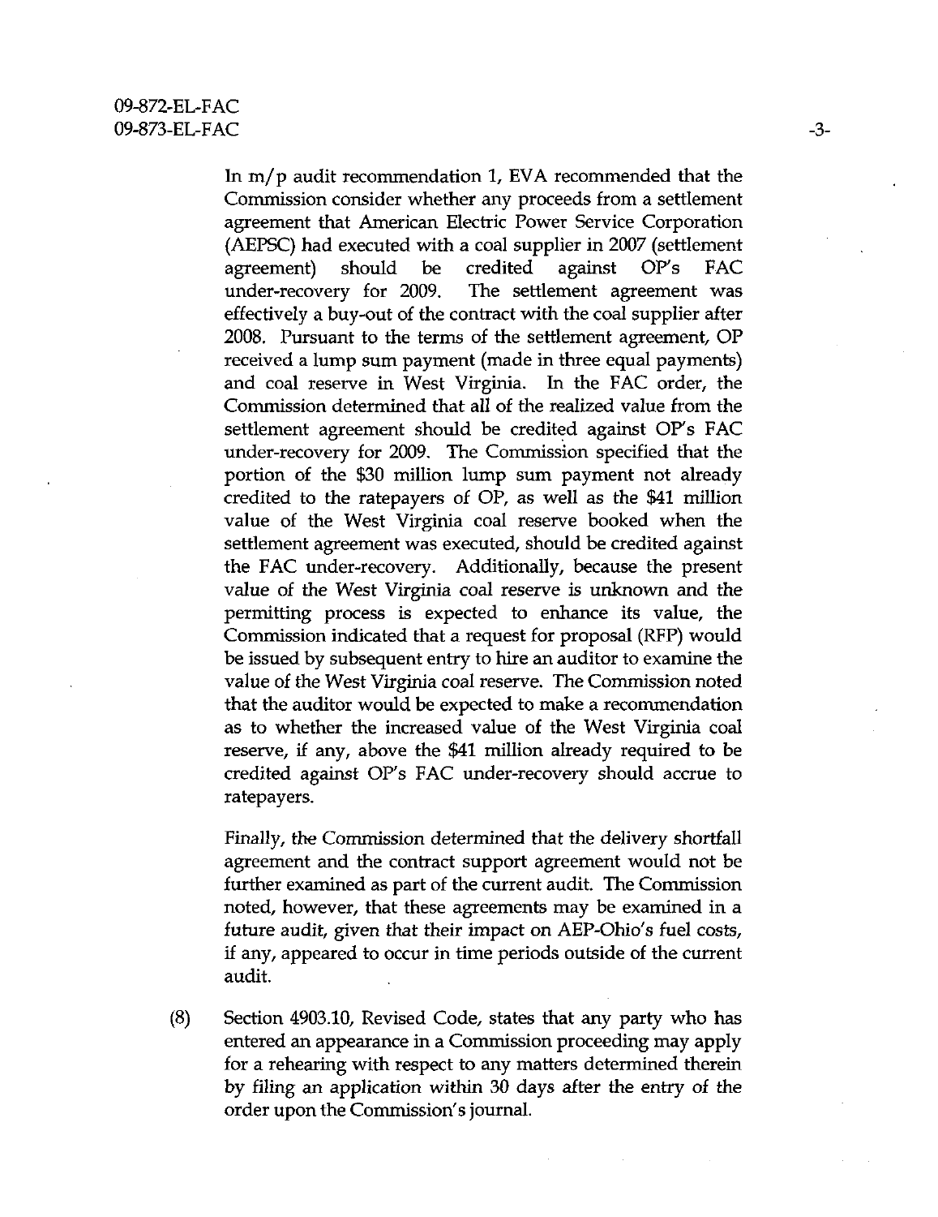In m/p audit recommendation 1, EVA recommended that the Commission consider whether any proceeds from a settlement agreement that American Electric Power Service Corporation (AEPSC) had executed with a coal supplier in 2007 (settlement agreement) should be credited against OP's FAC under-recovery for 2009. The settlement agreement was effectively a buy-out of the contract with the coal supplier after 2008. Pursuant to the terms of the settlement agreement, OP received a lump sum payment (made in three equal payments) and coal reserve in West Virginia. In the FAC order, the Commission determined that all of the realized value from the settlement agreement should be credited against OP's FAC under-recovery for 2009. The Commission specified that the portion of the $30 million lump sum payment not already credited to the ratepayers of OP, as well as the $41 million value of the West Virginia coal reserve booked when the settlement agreement was executed, should be credited against the FAC under-recovery. Additionally, because the present value of the West Virginia coal reserve is unknown and the permitting process is expected to enhance its value, the Commission indicated that a request for proposal (RFP) would be issued by subsequent entry to hire an auditor to examine the value of the West Virginia coal reserve. The Commission noted that the auditor would be expected to make a recommendation as to whether the increased value of the West Virginia coal reserve, if any, above the $41 million already required to be credited against OP's FAC under-recovery should accrue to ratepayers.

Finally, the Commission determined that the delivery shortfall agreement and the contract support agreement would not be further examined as part of the current audit. The Commission noted, however, that these agreements may be examined in a future audit, given that their impact on AEP-Ohio's fuel costs, if any, appeared to occur in time periods outside of the current audit.

(8) Section 4903.10, Revised Code, states that any party who has entered an appearance in a Commission proceeding may apply for a rehearing with respect to any matters determined therein by filing an application within 30 days after the entry of the order upon the Commission's journal.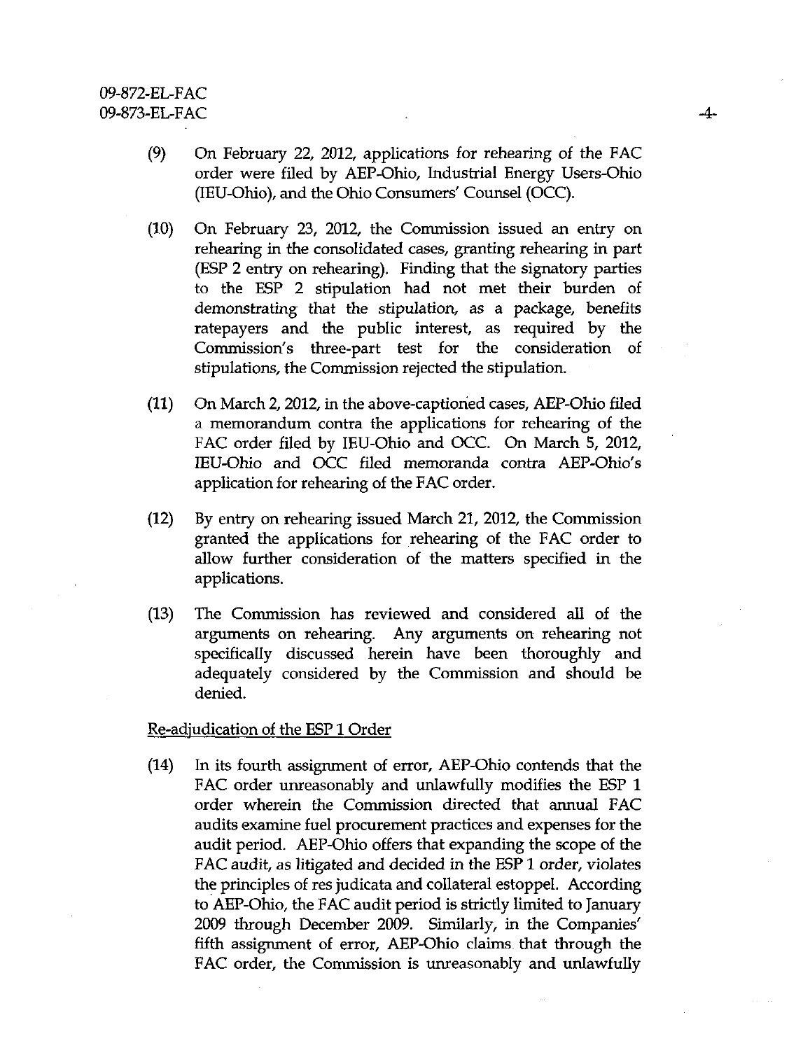(9) On February 22, 2012, applications for rehearing of the FAC order were filed by AEP-Ohio, Industrial Energy Users-Ohio (IEU-Ohio), and the Ohio Consumers' Counsel (OCC).

(10) On February 23, 2012, the Commission issued an entry on rehearing in the consolidated cases, granting rehearing in part (ESP 2 entry on rehearing). Finding that the signatory parties to the ESP 2 stipulation had not met their burden of demonstrating that the stipulation, as a package, benefits ratepayers and the public interest, as required by the Commission's three-part test for the consideration of stipulations, the Commission rejected the stipulation.

(11) On March 2, 2012, in the above-captioned cases, AEP-Ohio filed a memorandum contra the applications for rehearing of the FAC order filed by IEU-Ohio and OCC. On March 5, 2012, IEU-Ohio and OCC filed memoranda contra AEP-Ohio's application for rehearing of the FAC order.

(12) By entry on rehearing issued March 21, 2012, the Commission granted the applications for rehearing of the FAC order to allow further consideration of the matters specified in the applications.

(13) The Commission has reviewed and considered all of the arguments on rehearing. Any arguments on rehearing not specifically discussed herein have been thoroughly and adequately considered by the Commission and should be denied.

Re-adjudication of the ESP 1 Order

(14) In its fourth assignment of error, AEP-Ohio contends that the FAC order unreasonably and unlawfully modifies the ESP 1 order wherein the Commission directed that annual FAC audits examine fuel procurement practices and expenses for the audit period. AEP-Ohio offers that expanding the scope of the FAC audit, as litigated and decided in the ESP 1 order, violates the principles of res judicata and collateral estoppel. According to AEP-Ohio, the FAC audit period is strictly limited to January 2009 through December 2009. Similarly, in the Companies' fifth assignment of error, AEP-Ohio claims that through the FAC order, the Commission is unreasonably and unlawfully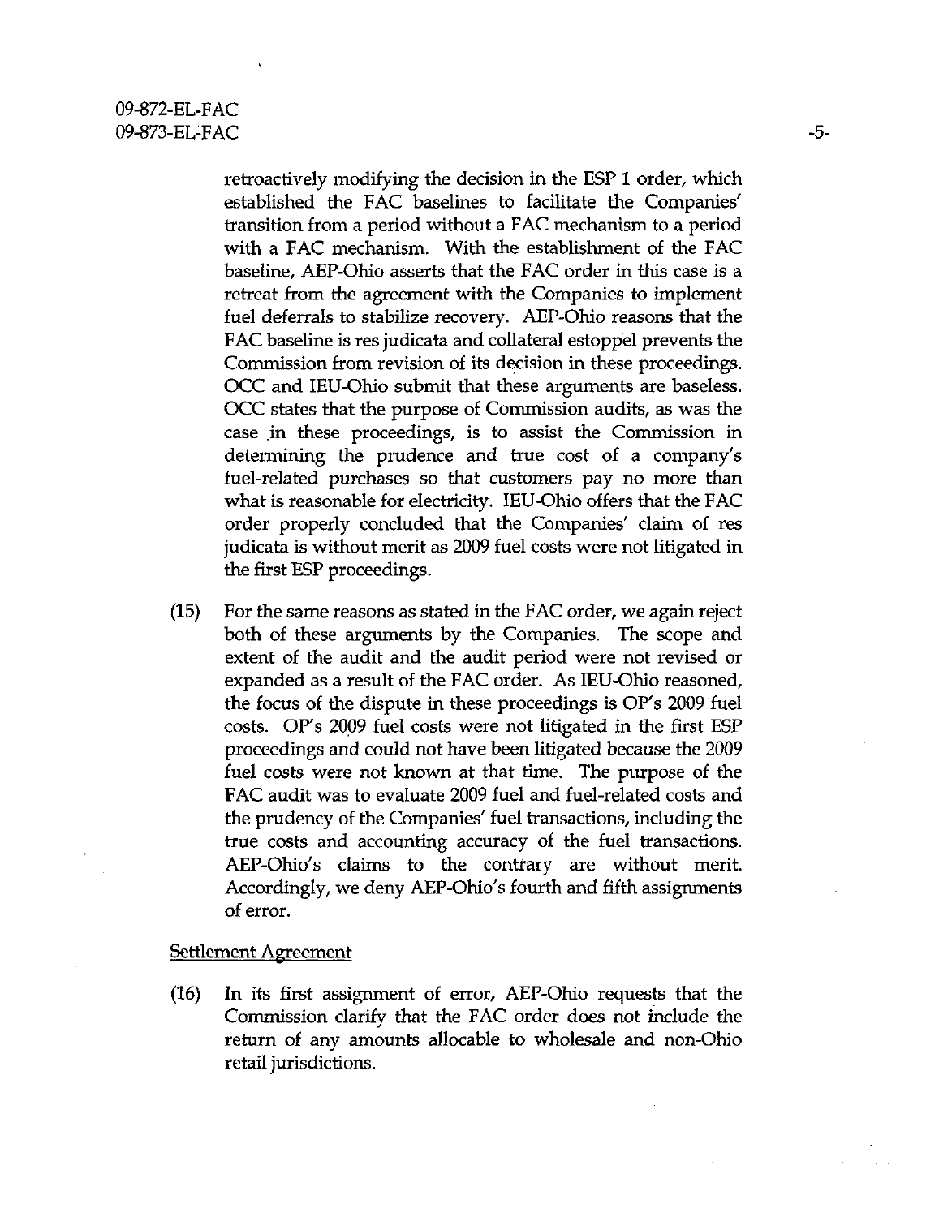retroactively modifying the decision in the ESP 1 order, which established the FAC baselines to facilitate the Companies' transition from a period without a FAC mechanism to a period with a FAC mechanism. With the establishment of the FAC baseline, AEP-Ohio asserts that the FAC order in this case is a retreat from the agreement with the Companies to implement fuel deferrals to stabilize recovery. AEP-Ohio reasons that the FAC baseline is res judicata and collateral estoppel prevents the Commission from revision of its decision in these proceedings. OCC and IEU-Ohio submit that these arguments are baseless. OCC states that the purpose of Commission audits, as was the case in these proceedings, is to assist the Commission in determining the prudence and true cost of a company's fuel-related purchases so that customers pay no more than what is reasonable for electricity. IEU-Ohio offers that the FAC order properly concluded that the Companies' claim of res judicata is without merit as 2009 fuel costs were not litigated in the first ESP proceedings.

(15) For the same reasons as stated in the FAC order, we again reject both of these arguments by the Companies. The scope and extent of the audit and the audit period were not revised or expanded as a result of the FAC order. As IEU-Ohio reasoned, the focus of the dispute in these proceedings is OP's 2009 fuel costs. OP's 2009 fuel costs were not litigated in the first ESP proceedings and could not have been litigated because the 2009 fuel costs were not known at that time. The purpose of the FAC audit was to evaluate 2009 fuel and fuel-related costs and the prudency of the Companies' fuel transactions, including the true costs and accounting accuracy of the fuel transactions. AEP-Ohio's claims to the contrary are without merit. Accordingly, we deny AEP-Ohio's fourth and fifth assignments of error.

Settlement Agreement

(16) In its first assignment of error, AEP-Ohio requests that the Commission clarify that the FAC order does not include the return of any amounts allocable to wholesale and non-Ohio retail jurisdictions.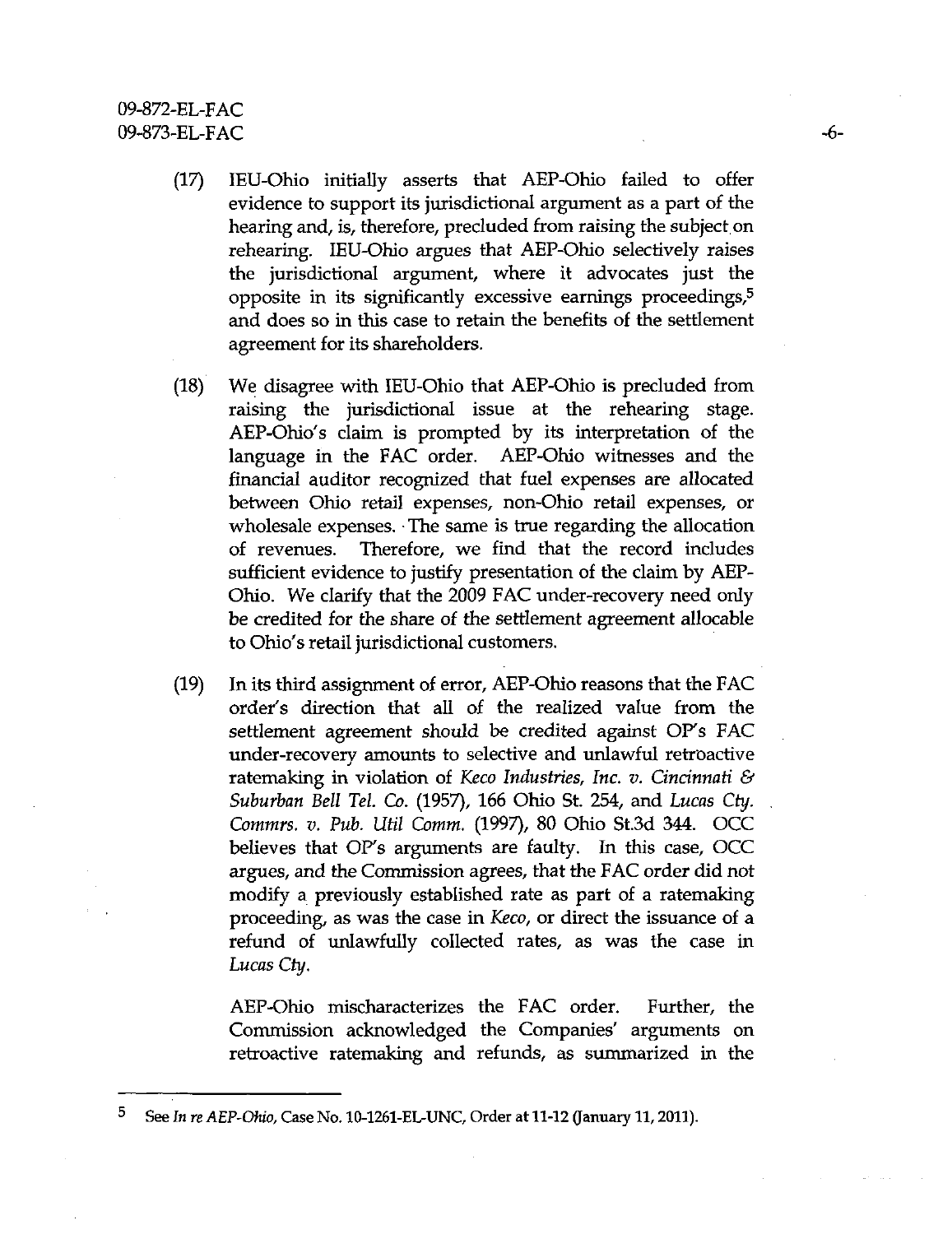(17) IEU-Ohio initially asserts that AEP-Ohio failed to offer evidence to support its jurisdictional argument as a part of the hearing and, is, therefore, precluded from raising the subject on rehearing. IEU-Ohio argues that AEP-Ohio selectively raises the jurisdictional argument, where it advocates just the opposite in its significantly excessive earnings proceedings,[5] and does so in this case to retain the benefits of the settlement agreement for its shareholders.

(18) We disagree with IEU-Ohio that AEP-Ohio is precluded from raising the jurisdictional issue at the rehearing stage. AEP-Ohio's claim is prompted by its interpretation of the language in the FAC order. AEP-Ohio witnesses and the financial auditor recognized that fuel expenses are allocated between Ohio retail expenses, non-Ohio retail expenses, or wholesale expenses. The same is true regarding the allocation of revenues. Therefore, we find that the record includes sufficient evidence to justify presentation of the claim by AEP-Ohio. We clarify that the 2009 FAC under-recovery need only be credited for the share of the settlement agreement allocable to Ohio's retail jurisdictional customers.

(19) In its third assignment of error, AEP-Ohio reasons that the FAC order's direction that all of the realized value from the settlement agreement should be credited against OP's FAC under-recovery amounts to selective and unlawful retroactive ratemaking in violation of *Keco Industries, Inc. v. Cincinnati & Suburban Bell Tel. Co.* (1957), 166 Ohio St. 254, and *Lucas Cty. Commrs. v. Pub. Util Comm.* (1997), 80 Ohio St.3d 344. OCC believes that OP's arguments are faulty. In this case, OCC argues, and the Commission agrees, that the FAC order did not modify a previously established rate as part of a ratemaking proceeding, as was the case in *Keco*, or direct the issuance of a refund of unlawfully collected rates, as was the case in *Lucas Cty.*

AEP-Ohio mischaracterizes the FAC order. Further, the Commission acknowledged the Companies' arguments on retroactive ratemaking and refunds, as summarized in the

[5] See *In re AEP-Ohio*, Case No. 10-1261-EL-UNC, Order at 11-12 (January 11, 2011).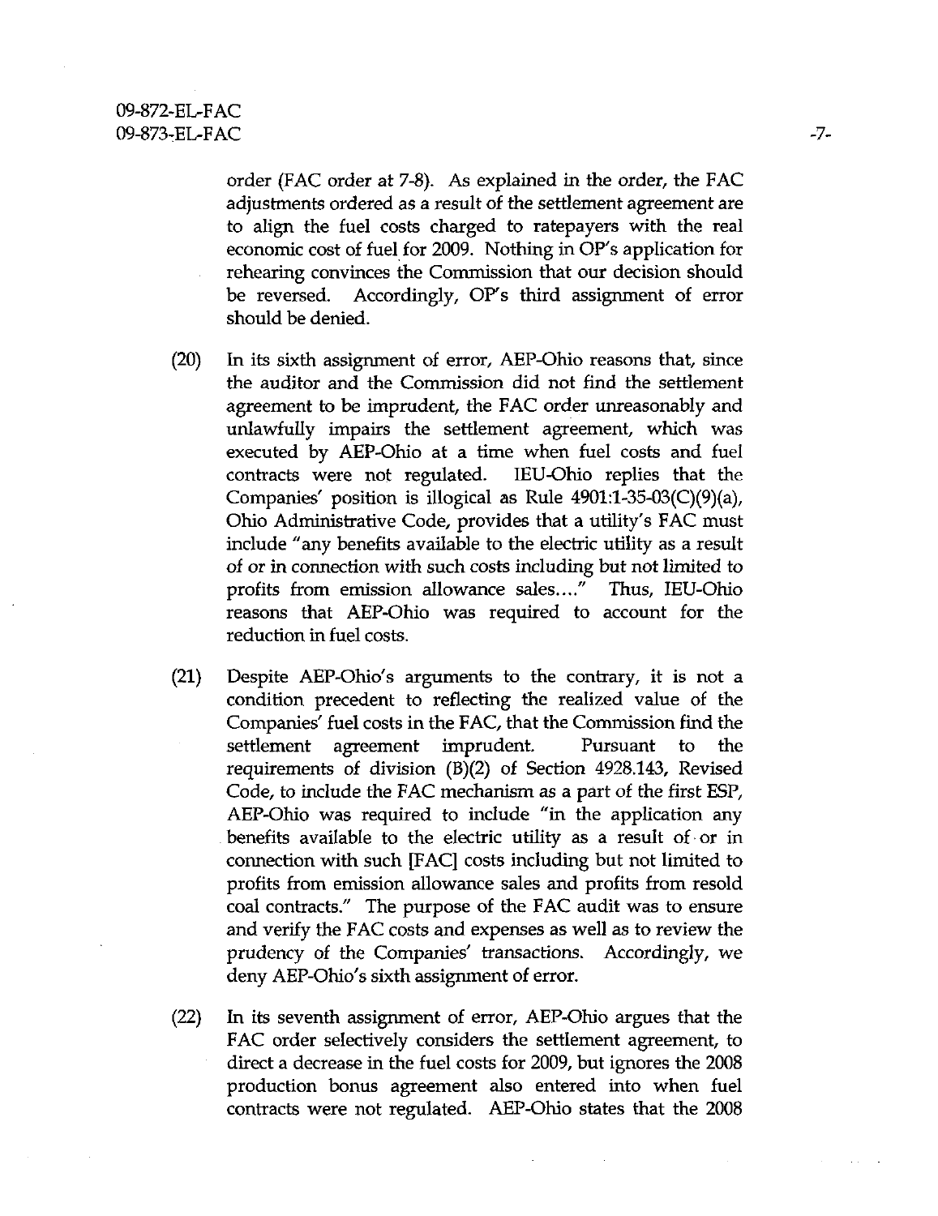order (FAC order at 7-8). As explained in the order, the FAC adjustments ordered as a result of the settlement agreement are to align the fuel costs charged to ratepayers with the real economic cost of fuel for 2009. Nothing in OP's application for rehearing convinces the Commission that our decision should be reversed. Accordingly, OP's third assignment of error should be denied.

(20) In its sixth assignment of error, AEP-Ohio reasons that, since the auditor and the Commission did not find the settlement agreement to be imprudent, the FAC order unreasonably and unlawfully impairs the settlement agreement, which was executed by AEP-Ohio at a time when fuel costs and fuel contracts were not regulated. IEU-Ohio replies that the Companies' position is illogical as Rule 4901:1-35-03(C)(9)(a), Ohio Administrative Code, provides that a utility's FAC must include "any benefits available to the electric utility as a result of or in connection with such costs including but not limited to profits from emission allowance sales...." Thus, IEU-Ohio reasons that AEP-Ohio was required to account for the reduction in fuel costs.

(21) Despite AEP-Ohio's arguments to the contrary, it is not a condition precedent to reflecting the realized value of the Companies' fuel costs in the FAC, that the Commission find the settlement agreement imprudent. Pursuant to the requirements of division (B)(2) of Section 4928.143, Revised Code, to include the FAC mechanism as a part of the first ESP, AEP-Ohio was required to include "in the application any benefits available to the electric utility as a result of or in connection with such [FAC] costs including but not limited to profits from emission allowance sales and profits from resold coal contracts." The purpose of the FAC audit was to ensure and verify the FAC costs and expenses as well as to review the prudency of the Companies' transactions. Accordingly, we deny AEP-Ohio's sixth assignment of error.

(22) In its seventh assignment of error, AEP-Ohio argues that the FAC order selectively considers the settlement agreement, to direct a decrease in the fuel costs for 2009, but ignores the 2008 production bonus agreement also entered into when fuel contracts were not regulated. AEP-Ohio states that the 2008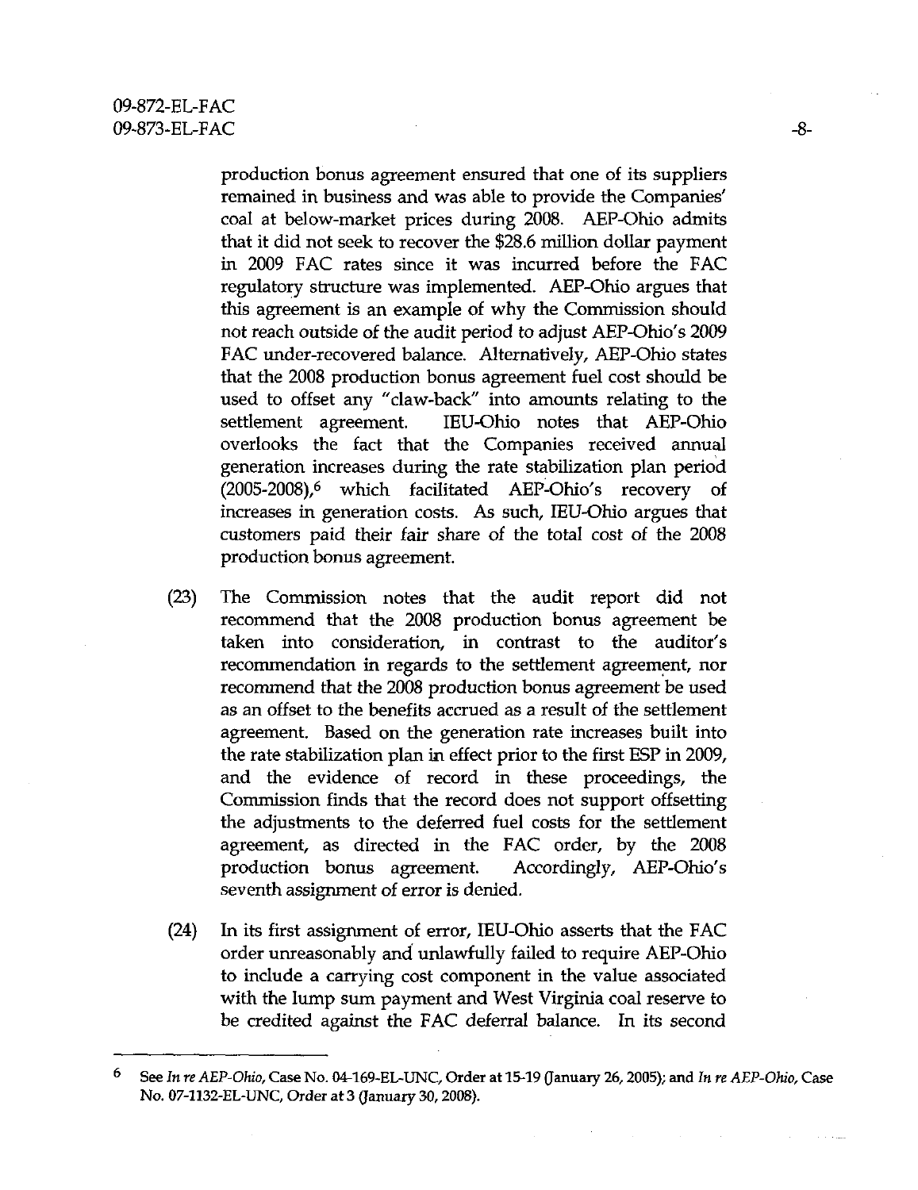production bonus agreement ensured that one of its suppliers remained in business and was able to provide the Companies' coal at below-market prices during 2008. AEP-Ohio admits that it did not seek to recover the $28.6 million dollar payment in 2009 FAC rates since it was incurred before the FAC regulatory structure was implemented. AEP-Ohio argues that this agreement is an example of why the Commission should not reach outside of the audit period to adjust AEP-Ohio's 2009 FAC under-recovered balance. Alternatively, AEP-Ohio states that the 2008 production bonus agreement fuel cost should be used to offset any "claw-back" into amounts relating to the settlement agreement. IEU-Ohio notes that AEP-Ohio overlooks the fact that the Companies received annual generation increases during the rate stabilization plan period (2005-2008),[6] which facilitated AEP-Ohio's recovery of increases in generation costs. As such, IEU-Ohio argues that customers paid their fair share of the total cost of the 2008 production bonus agreement.

(23) The Commission notes that the audit report did not recommend that the 2008 production bonus agreement be taken into consideration, in contrast to the auditor's recommendation in regards to the settlement agreement, nor recommend that the 2008 production bonus agreement be used as an offset to the benefits accrued as a result of the settlement agreement. Based on the generation rate increases built into the rate stabilization plan in effect prior to the first ESP in 2009, and the evidence of record in these proceedings, the Commission finds that the record does not support offsetting the adjustments to the deferred fuel costs for the settlement agreement, as directed in the FAC order, by the 2008 production bonus agreement. Accordingly, AEP-Ohio's seventh assignment of error is denied.

(24) In its first assignment of error, IEU-Ohio asserts that the FAC order unreasonably and unlawfully failed to require AEP-Ohio to include a carrying cost component in the value associated with the lump sum payment and West Virginia coal reserve to be credited against the FAC deferral balance. In its second

---

[6] See *In re AEP-Ohio*, Case No. 04-169-EL-UNC, Order at 15-19 (January 26, 2005); and *In re AEP-Ohio*, Case No. 07-1132-EL-UNC, Order at 3 (January 30, 2008).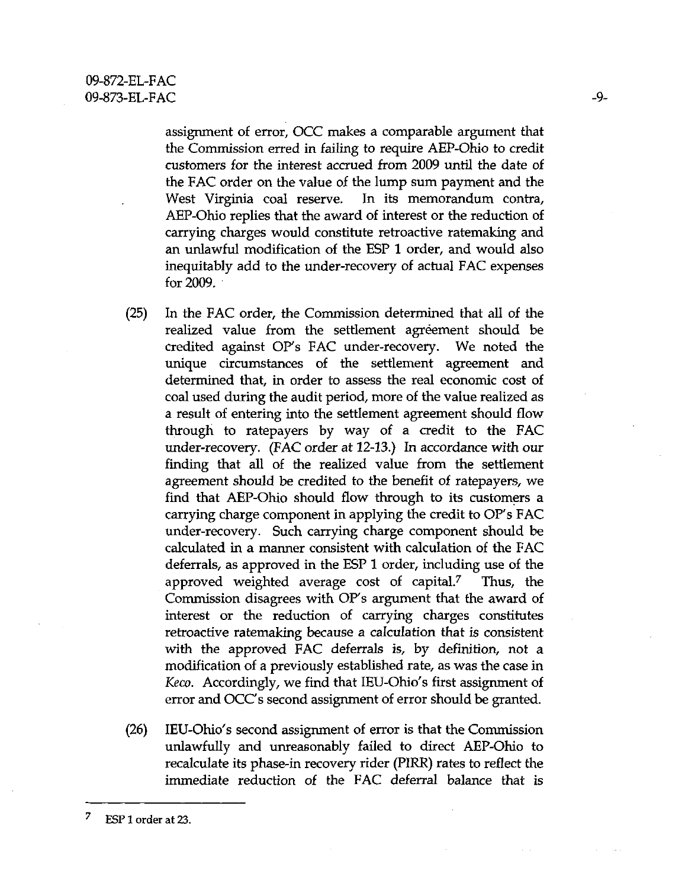assignment of error, OCC makes a comparable argument that the Commission erred in failing to require AEP-Ohio to credit customers for the interest accrued from 2009 until the date of the FAC order on the value of the lump sum payment and the West Virginia coal reserve. In its memorandum contra, AEP-Ohio replies that the award of interest or the reduction of carrying charges would constitute retroactive ratemaking and an unlawful modification of the ESP 1 order, and would also inequitably add to the under-recovery of actual FAC expenses for 2009.

(25) In the FAC order, the Commission determined that all of the realized value from the settlement agreement should be credited against OP's FAC under-recovery. We noted the unique circumstances of the settlement agreement and determined that, in order to assess the real economic cost of coal used during the audit period, more of the value realized as a result of entering into the settlement agreement should flow through to ratepayers by way of a credit to the FAC under-recovery. (FAC order at 12-13.) In accordance with our finding that all of the realized value from the settlement agreement should be credited to the benefit of ratepayers, we find that AEP-Ohio should flow through to its customers a carrying charge component in applying the credit to OP's FAC under-recovery. Such carrying charge component should be calculated in a manner consistent with calculation of the FAC deferrals, as approved in the ESP 1 order, including use of the approved weighted average cost of capital.[7] Thus, the Commission disagrees with OP's argument that the award of interest or the reduction of carrying charges constitutes retroactive ratemaking because a calculation that is consistent with the approved FAC deferrals is, by definition, not a modification of a previously established rate, as was the case in *Keco*. Accordingly, we find that IEU-Ohio's first assignment of error and OCC's second assignment of error should be granted.

(26) IEU-Ohio's second assignment of error is that the Commission unlawfully and unreasonably failed to direct AEP-Ohio to recalculate its phase-in recovery rider (PIRR) rates to reflect the immediate reduction of the FAC deferral balance that is

---

[7] ESP 1 order at 23.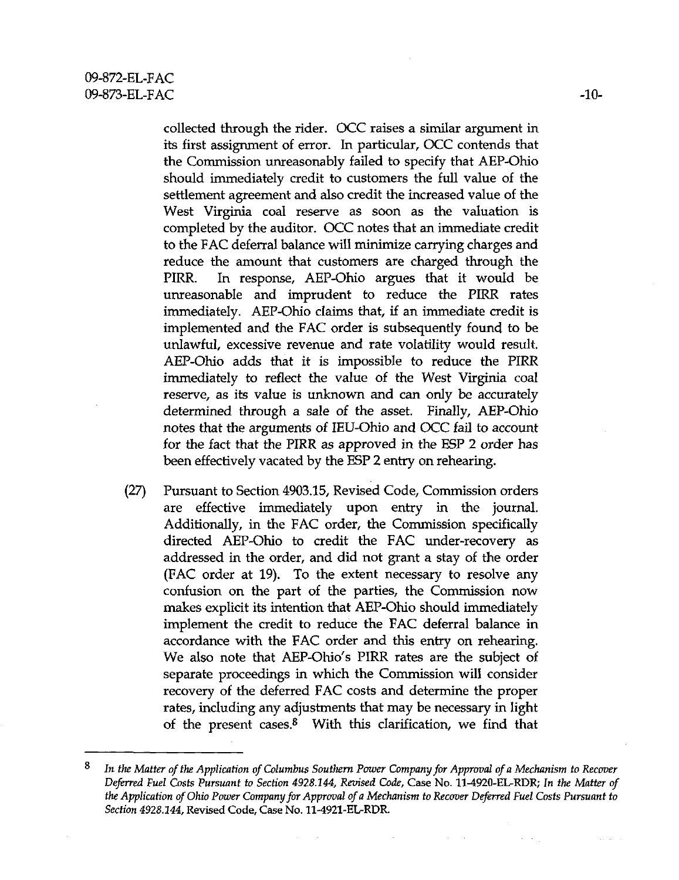collected through the rider. OCC raises a similar argument in its first assignment of error. In particular, OCC contends that the Commission unreasonably failed to specify that AEP-Ohio should immediately credit to customers the full value of the settlement agreement and also credit the increased value of the West Virginia coal reserve as soon as the valuation is completed by the auditor. OCC notes that an immediate credit to the FAC deferral balance will minimize carrying charges and reduce the amount that customers are charged through the PIRR. In response, AEP-Ohio argues that it would be unreasonable and imprudent to reduce the PIRR rates immediately. AEP-Ohio claims that, if an immediate credit is implemented and the FAC order is subsequently found to be unlawful, excessive revenue and rate volatility would result. AEP-Ohio adds that it is impossible to reduce the PIRR immediately to reflect the value of the West Virginia coal reserve, as its value is unknown and can only be accurately determined through a sale of the asset. Finally, AEP-Ohio notes that the arguments of IEU-Ohio and OCC fail to account for the fact that the PIRR as approved in the ESP 2 order has been effectively vacated by the ESP 2 entry on rehearing.

(27) Pursuant to Section 4903.15, Revised Code, Commission orders are effective immediately upon entry in the journal. Additionally, in the FAC order, the Commission specifically directed AEP-Ohio to credit the FAC under-recovery as addressed in the order, and did not grant a stay of the order (FAC order at 19). To the extent necessary to resolve any confusion on the part of the parties, the Commission now makes explicit its intention that AEP-Ohio should immediately implement the credit to reduce the FAC deferral balance in accordance with the FAC order and this entry on rehearing. We also note that AEP-Ohio's PIRR rates are the subject of separate proceedings in which the Commission will consider recovery of the deferred FAC costs and determine the proper rates, including any adjustments that may be necessary in light of the present cases.[8] With this clarification, we find that

---

[8] *In the Matter of the Application of Columbus Southern Power Company for Approval of a Mechanism to Recover Deferred Fuel Costs Pursuant to Section 4928.144, Revised Code,* Case No. 11-4920-EL-RDR; *In the Matter of the Application of Ohio Power Company for Approval of a Mechanism to Recover Deferred Fuel Costs Pursuant to Section 4928.144,* Revised Code, Case No. 11-4921-EL-RDR.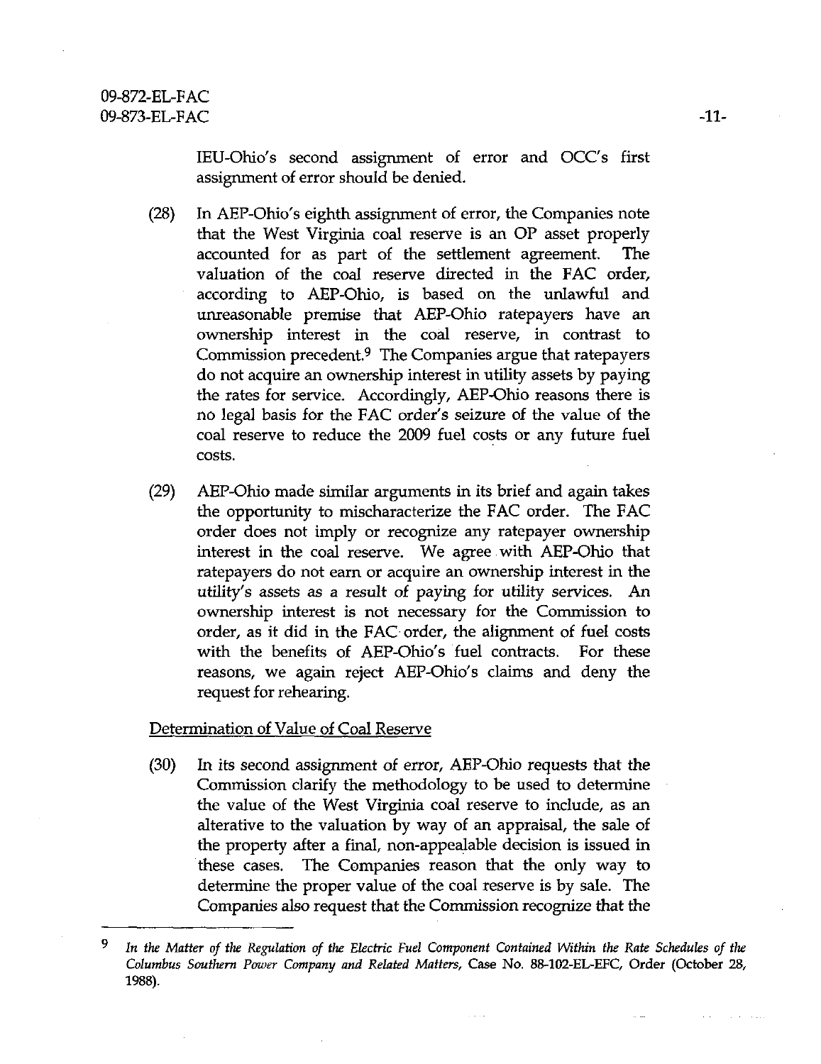IEU-Ohio's second assignment of error and OCC's first assignment of error should be denied.

(28) In AEP-Ohio's eighth assignment of error, the Companies note that the West Virginia coal reserve is an OP asset properly accounted for as part of the settlement agreement. The valuation of the coal reserve directed in the FAC order, according to AEP-Ohio, is based on the unlawful and unreasonable premise that AEP-Ohio ratepayers have an ownership interest in the coal reserve, in contrast to Commission precedent.[9] The Companies argue that ratepayers do not acquire an ownership interest in utility assets by paying the rates for service. Accordingly, AEP-Ohio reasons there is no legal basis for the FAC order's seizure of the value of the coal reserve to reduce the 2009 fuel costs or any future fuel costs.

(29) AEP-Ohio made similar arguments in its brief and again takes the opportunity to mischaracterize the FAC order. The FAC order does not imply or recognize any ratepayer ownership interest in the coal reserve. We agree with AEP-Ohio that ratepayers do not earn or acquire an ownership interest in the utility's assets as a result of paying for utility services. An ownership interest is not necessary for the Commission to order, as it did in the FAC order, the alignment of fuel costs with the benefits of AEP-Ohio's fuel contracts. For these reasons, we again reject AEP-Ohio's claims and deny the request for rehearing.

Determination of Value of Coal Reserve

(30) In its second assignment of error, AEP-Ohio requests that the Commission clarify the methodology to be used to determine the value of the West Virginia coal reserve to include, as an alterative to the valuation by way of an appraisal, the sale of the property after a final, non-appealable decision is issued in these cases. The Companies reason that the only way to determine the proper value of the coal reserve is by sale. The Companies also request that the Commission recognize that the

---

[9] *In the Matter of the Regulation of the Electric Fuel Component Contained Within the Rate Schedules of the Columbus Southern Power Company and Related Matters*, Case No. 88-102-EL-EFC, Order (October 28, 1988).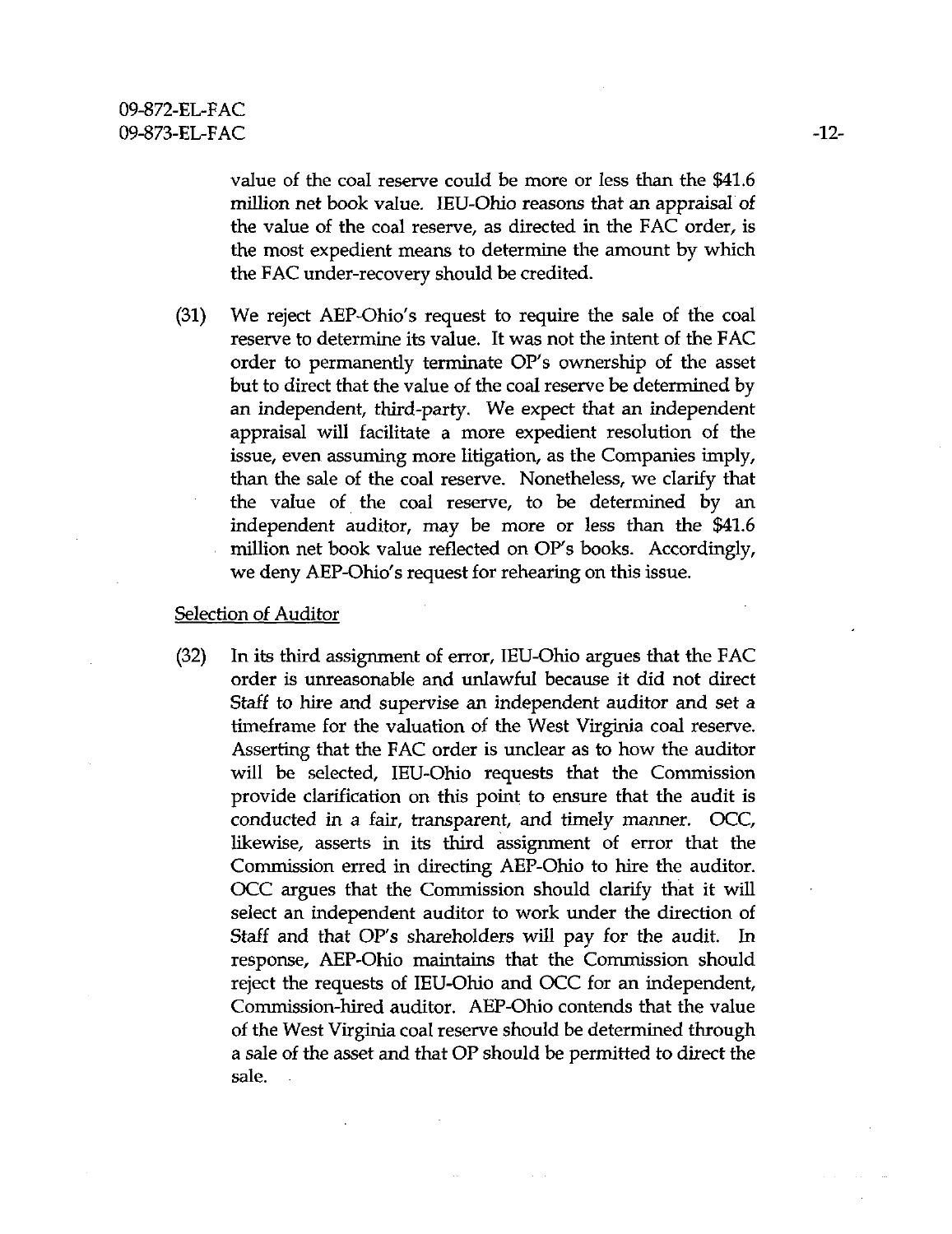value of the coal reserve could be more or less than the $41.6 million net book value. IEU-Ohio reasons that an appraisal of the value of the coal reserve, as directed in the FAC order, is the most expedient means to determine the amount by which the FAC under-recovery should be credited.

(31) We reject AEP-Ohio's request to require the sale of the coal reserve to determine its value. It was not the intent of the FAC order to permanently terminate OP's ownership of the asset but to direct that the value of the coal reserve be determined by an independent, third-party. We expect that an independent appraisal will facilitate a more expedient resolution of the issue, even assuming more litigation, as the Companies imply, than the sale of the coal reserve. Nonetheless, we clarify that the value of the coal reserve, to be determined by an independent auditor, may be more or less than the $41.6 million net book value reflected on OP's books. Accordingly, we deny AEP-Ohio's request for rehearing on this issue.

Selection of Auditor

(32) In its third assignment of error, IEU-Ohio argues that the FAC order is unreasonable and unlawful because it did not direct Staff to hire and supervise an independent auditor and set a timeframe for the valuation of the West Virginia coal reserve. Asserting that the FAC order is unclear as to how the auditor will be selected, IEU-Ohio requests that the Commission provide clarification on this point to ensure that the audit is conducted in a fair, transparent, and timely manner. OCC, likewise, asserts in its third assignment of error that the Commission erred in directing AEP-Ohio to hire the auditor. OCC argues that the Commission should clarify that it will select an independent auditor to work under the direction of Staff and that OP's shareholders will pay for the audit. In response, AEP-Ohio maintains that the Commission should reject the requests of IEU-Ohio and OCC for an independent, Commission-hired auditor. AEP-Ohio contends that the value of the West Virginia coal reserve should be determined through a sale of the asset and that OP should be permitted to direct the sale.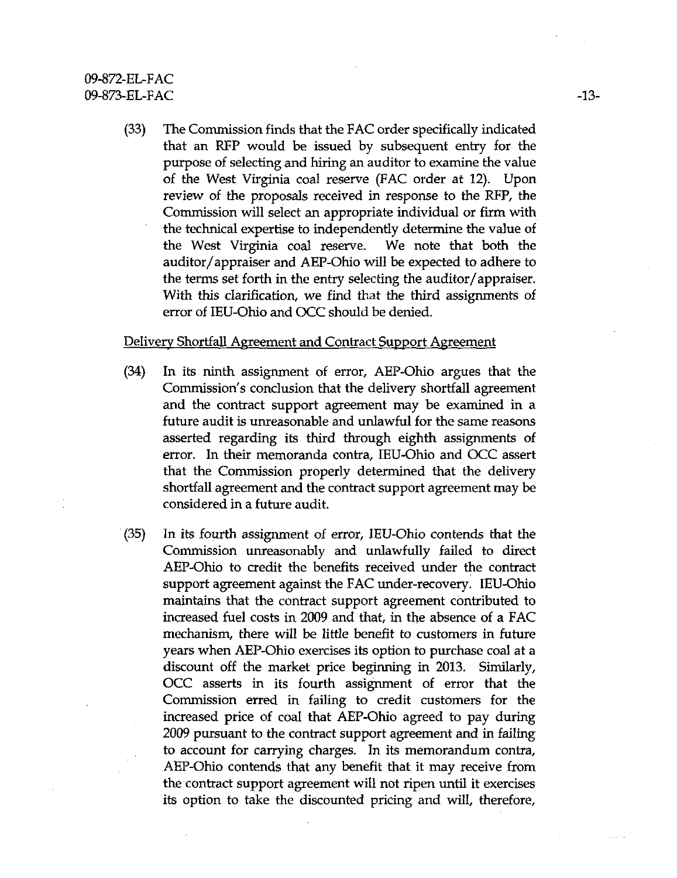(33) The Commission finds that the FAC order specifically indicated that an RFP would be issued by subsequent entry for the purpose of selecting and hiring an auditor to examine the value of the West Virginia coal reserve (FAC order at 12). Upon review of the proposals received in response to the RFP, the Commission will select an appropriate individual or firm with the technical expertise to independently determine the value of the West Virginia coal reserve. We note that both the auditor/appraiser and AEP-Ohio will be expected to adhere to the terms set forth in the entry selecting the auditor/appraiser. With this clarification, we find that the third assignments of error of IEU-Ohio and OCC should be denied.

Delivery Shortfall Agreement and Contract Support Agreement

(34) In its ninth assignment of error, AEP-Ohio argues that the Commission's conclusion that the delivery shortfall agreement and the contract support agreement may be examined in a future audit is unreasonable and unlawful for the same reasons asserted regarding its third through eighth assignments of error. In their memoranda contra, IEU-Ohio and OCC assert that the Commission properly determined that the delivery shortfall agreement and the contract support agreement may be considered in a future audit.

(35) In its fourth assignment of error, IEU-Ohio contends that the Commission unreasonably and unlawfully failed to direct AEP-Ohio to credit the benefits received under the contract support agreement against the FAC under-recovery. IEU-Ohio maintains that the contract support agreement contributed to increased fuel costs in 2009 and that, in the absence of a FAC mechanism, there will be little benefit to customers in future years when AEP-Ohio exercises its option to purchase coal at a discount off the market price beginning in 2013. Similarly, OCC asserts in its fourth assignment of error that the Commission erred in failing to credit customers for the increased price of coal that AEP-Ohio agreed to pay during 2009 pursuant to the contract support agreement and in failing to account for carrying charges. In its memorandum contra, AEP-Ohio contends that any benefit that it may receive from the contract support agreement will not ripen until it exercises its option to take the discounted pricing and will, therefore,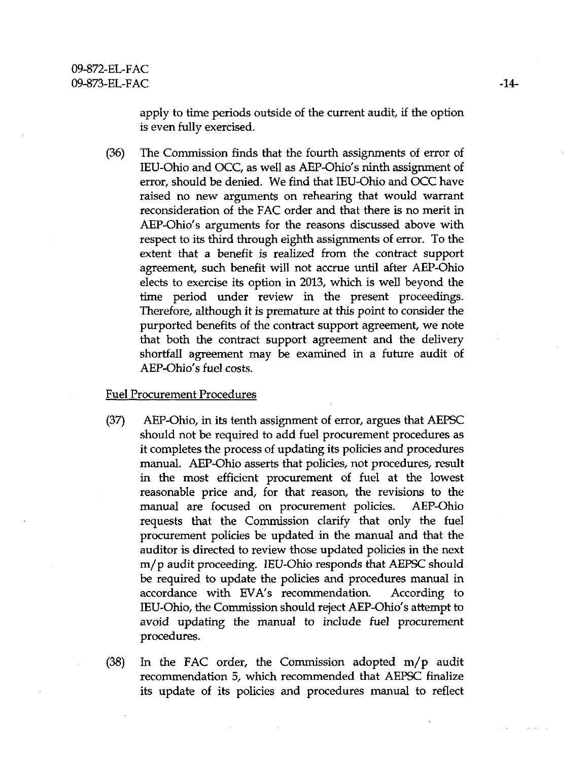apply to time periods outside of the current audit, if the option is even fully exercised.

(36) The Commission finds that the fourth assignments of error of IEU-Ohio and OCC, as well as AEP-Ohio's ninth assignment of error, should be denied. We find that IEU-Ohio and OCC have raised no new arguments on rehearing that would warrant reconsideration of the FAC order and that there is no merit in AEP-Ohio's arguments for the reasons discussed above with respect to its third through eighth assignments of error. To the extent that a benefit is realized from the contract support agreement, such benefit will not accrue until after AEP-Ohio elects to exercise its option in 2013, which is well beyond the time period under review in the present proceedings. Therefore, although it is premature at this point to consider the purported benefits of the contract support agreement, we note that both the contract support agreement and the delivery shortfall agreement may be examined in a future audit of AEP-Ohio's fuel costs.

Fuel Procurement Procedures

(37) AEP-Ohio, in its tenth assignment of error, argues that AEPSC should not be required to add fuel procurement procedures as it completes the process of updating its policies and procedures manual. AEP-Ohio asserts that policies, not procedures, result in the most efficient procurement of fuel at the lowest reasonable price and, for that reason, the revisions to the manual are focused on procurement policies. AEP-Ohio requests that the Commission clarify that only the fuel procurement policies be updated in the manual and that the auditor is directed to review those updated policies in the next m/p audit proceeding. IEU-Ohio responds that AEPSC should be required to update the policies and procedures manual in accordance with EVA's recommendation. According to IEU-Ohio, the Commission should reject AEP-Ohio's attempt to avoid updating the manual to include fuel procurement procedures.

(38) In the FAC order, the Commission adopted m/p audit recommendation 5, which recommended that AEPSC finalize its update of its policies and procedures manual to reflect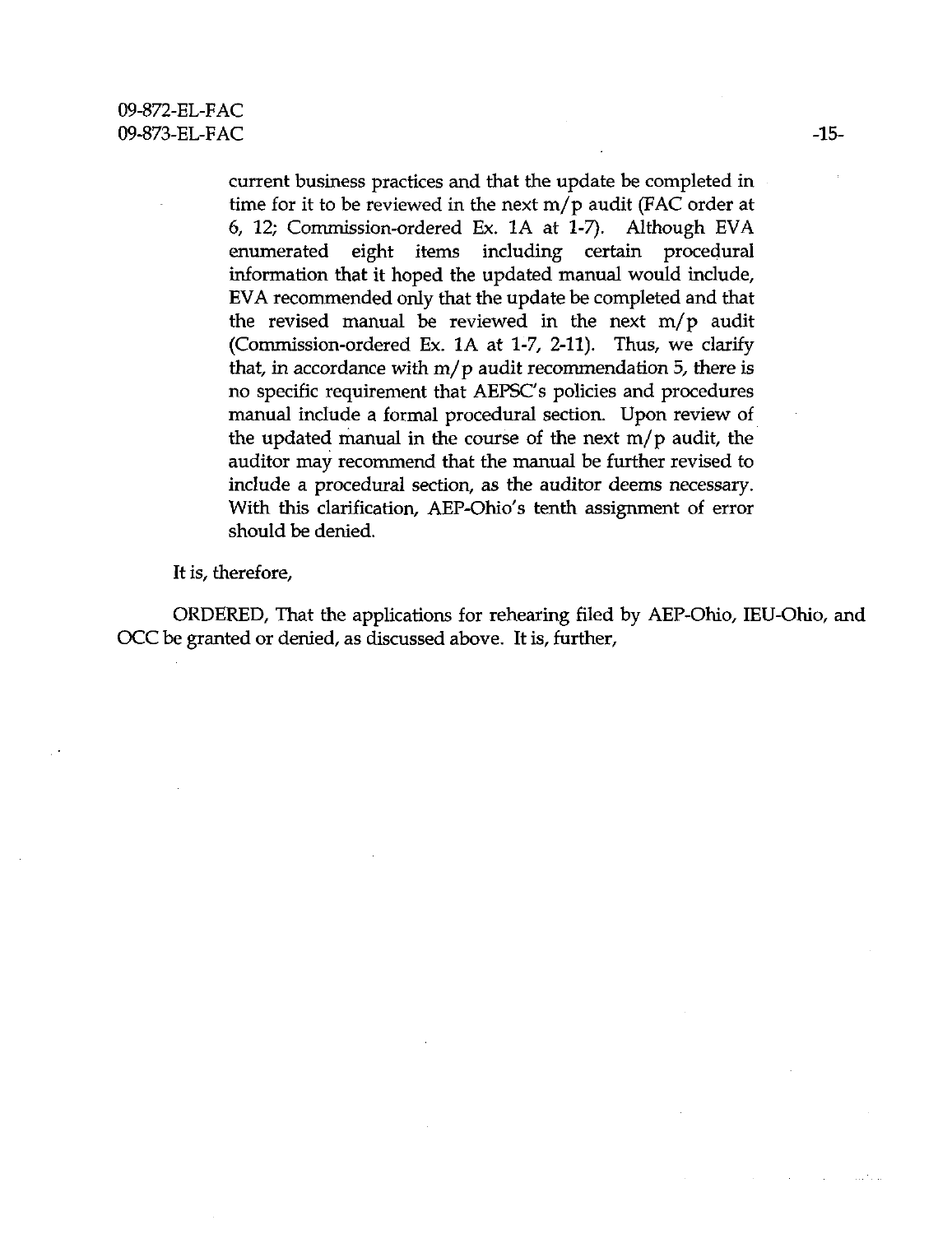current business practices and that the update be completed in time for it to be reviewed in the next m/p audit (FAC order at 6, 12; Commission-ordered Ex. 1A at 1-7). Although EVA enumerated eight items including certain procedural information that it hoped the updated manual would include, EVA recommended only that the update be completed and that the revised manual be reviewed in the next m/p audit (Commission-ordered Ex. 1A at 1-7, 2-11). Thus, we clarify that, in accordance with m/p audit recommendation 5, there is no specific requirement that AEPSC's policies and procedures manual include a formal procedural section. Upon review of the updated manual in the course of the next m/p audit, the auditor may recommend that the manual be further revised to include a procedural section, as the auditor deems necessary. With this clarification, AEP-Ohio's tenth assignment of error should be denied.

It is, therefore,

ORDERED, That the applications for rehearing filed by AEP-Ohio, IEU-Ohio, and OCC be granted or denied, as discussed above. It is, further,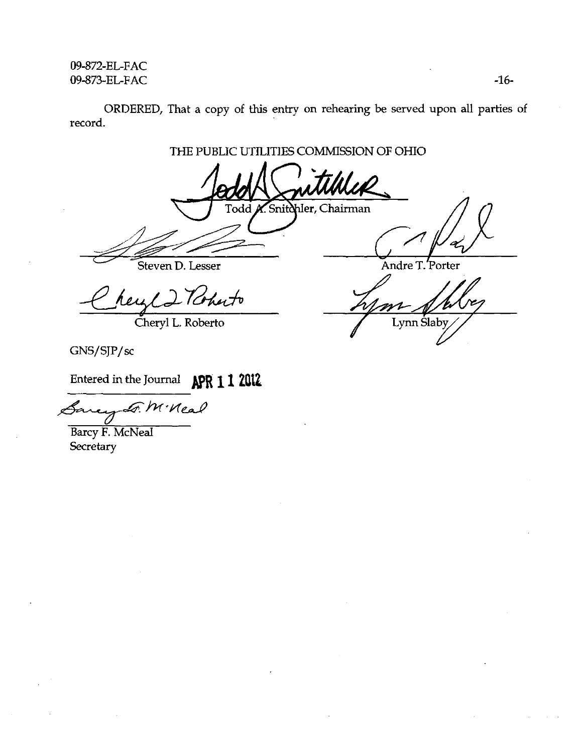ORDERED, That a copy of this entry on rehearing be served upon all parties of record.

THE PUBLIC UTILITIES COMMISSION OF OHIO

Todd A. Snitchler, Chairman

Steven D. Lesser

Andre T. Porter

Cheryl L. Roberto

Lynn Slaby

GNS/SJP/sc

Entered in the Journal **APR 11 2012**

Barcy F. McNeal
Secretary